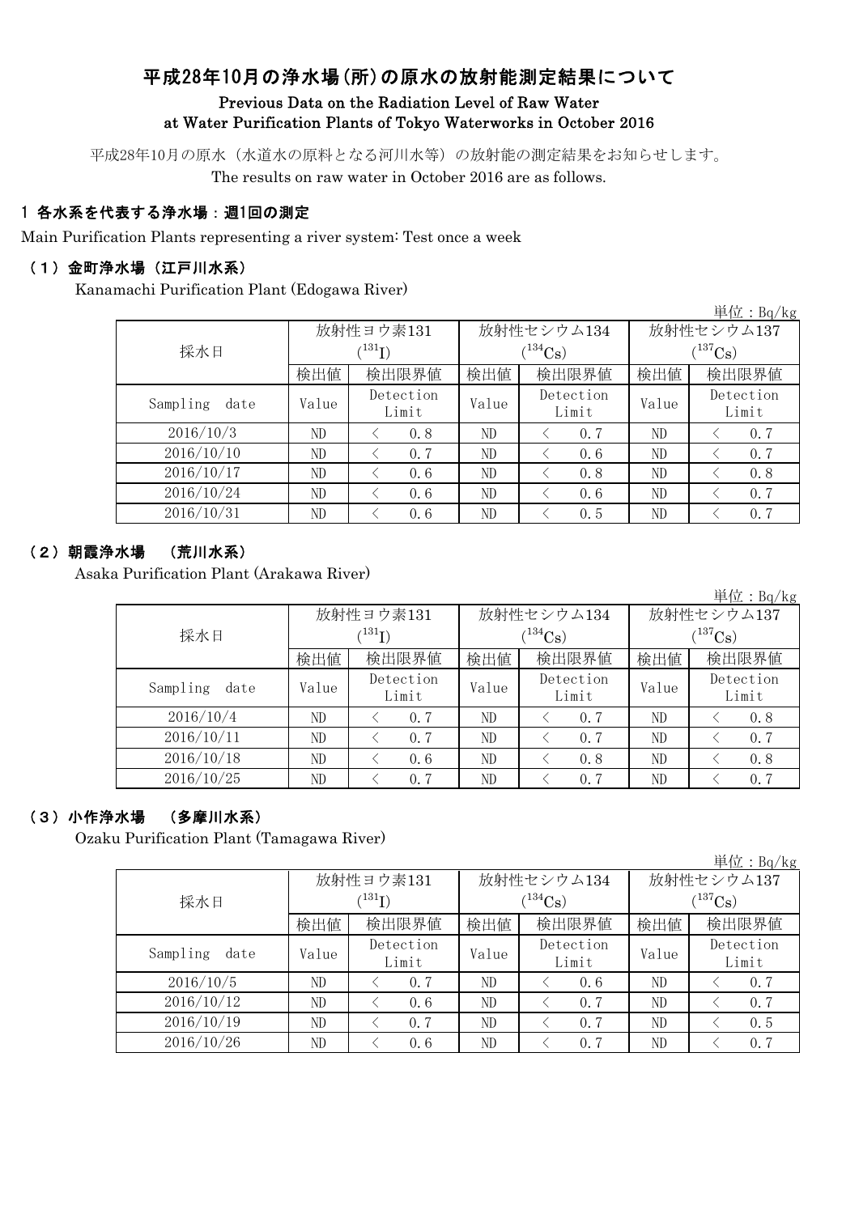# 平成28年10月の浄水場(所)の原水の放射能測定結果について

Previous Data on the Radiation Level of Raw Water at Water Purification Plants of Tokyo Waterworks in October 2016

平成28年10月の原水（水道水の原料となる河川水等）の放射能の測定結果をお知らせします。
The results on raw water in October 2016 are as follows.

## 1 各水系を代表する浄水場：週1回の測定

Main Purification Plants representing a river system: Test once a week

### （1）金町浄水場（江戸川水系）

Kanamachi Purification Plant (Edogawa River)

単位：Bq/kg

| 採水日 | 放射性ヨウ素131 ($^{131}$I) | | 放射性セシウム134 ($^{134}$Cs) | | 放射性セシウム137 ($^{137}$Cs) | |
|---|---|---|---|---|---|---|
| | 検出値 | 検出限界値 | 検出値 | 検出限界値 | 検出値 | 検出限界値 |
| Sampling date | Value | Detection Limit | Value | Detection Limit | Value | Detection Limit |
| 2016/10/3 | ND | ＜ 0.8 | ND | ＜ 0.7 | ND | ＜ 0.7 |
| 2016/10/10 | ND | ＜ 0.7 | ND | ＜ 0.6 | ND | ＜ 0.7 |
| 2016/10/17 | ND | ＜ 0.6 | ND | ＜ 0.8 | ND | ＜ 0.8 |
| 2016/10/24 | ND | ＜ 0.6 | ND | ＜ 0.6 | ND | ＜ 0.7 |
| 2016/10/31 | ND | ＜ 0.6 | ND | ＜ 0.5 | ND | ＜ 0.7 |

### （2）朝霞浄水場 （荒川水系）

Asaka Purification Plant (Arakawa River)

単位：Bq/kg

| 採水日 | 放射性ヨウ素131 ($^{131}$I) | | 放射性セシウム134 ($^{134}$Cs) | | 放射性セシウム137 ($^{137}$Cs) | |
|---|---|---|---|---|---|---|
| | 検出値 | 検出限界値 | 検出値 | 検出限界値 | 検出値 | 検出限界値 |
| Sampling date | Value | Detection Limit | Value | Detection Limit | Value | Detection Limit |
| 2016/10/4 | ND | ＜ 0.7 | ND | ＜ 0.7 | ND | ＜ 0.8 |
| 2016/10/11 | ND | ＜ 0.7 | ND | ＜ 0.7 | ND | ＜ 0.7 |
| 2016/10/18 | ND | ＜ 0.6 | ND | ＜ 0.8 | ND | ＜ 0.8 |
| 2016/10/25 | ND | ＜ 0.7 | ND | ＜ 0.7 | ND | ＜ 0.7 |

### （3）小作浄水場 （多摩川水系）

Ozaku Purification Plant (Tamagawa River)

単位：Bq/kg

| 採水日 | 放射性ヨウ素131 ($^{131}$I) | | 放射性セシウム134 ($^{134}$Cs) | | 放射性セシウム137 ($^{137}$Cs) | |
|---|---|---|---|---|---|---|
| | 検出値 | 検出限界値 | 検出値 | 検出限界値 | 検出値 | 検出限界値 |
| Sampling date | Value | Detection Limit | Value | Detection Limit | Value | Detection Limit |
| 2016/10/5 | ND | ＜ 0.7 | ND | ＜ 0.6 | ND | ＜ 0.7 |
| 2016/10/12 | ND | ＜ 0.6 | ND | ＜ 0.7 | ND | ＜ 0.7 |
| 2016/10/19 | ND | ＜ 0.7 | ND | ＜ 0.7 | ND | ＜ 0.5 |
| 2016/10/26 | ND | ＜ 0.6 | ND | ＜ 0.7 | ND | ＜ 0.7 |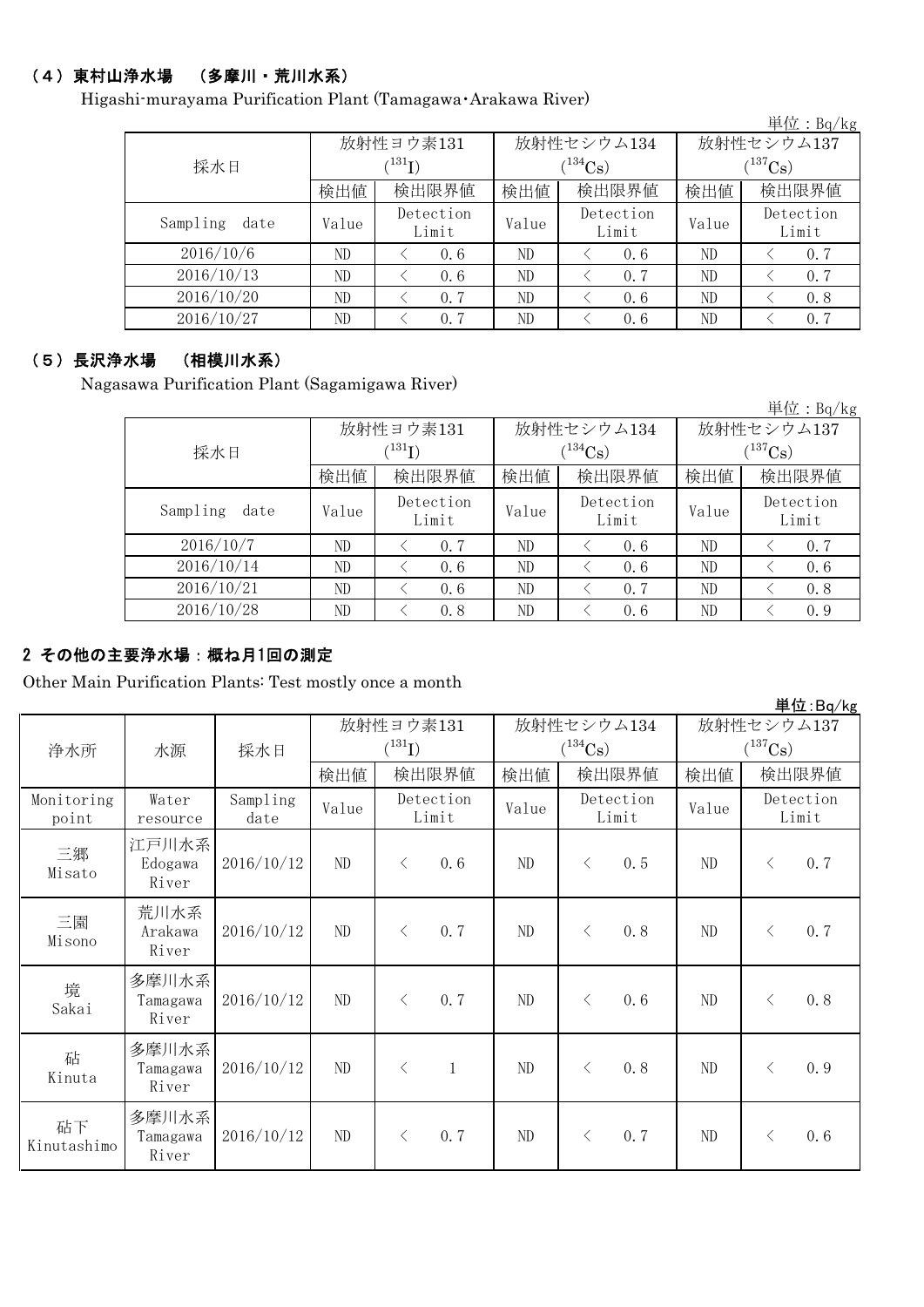### （4）東村山浄水場　（多摩川・荒川水系）

Higashi-murayama Purification Plant (Tamagawa･Arakawa River)

単位：Bq/kg

| 採水日 | 放射性ヨウ素131 ($^{131}$I) | | 放射性セシウム134 ($^{134}$Cs) | | 放射性セシウム137 ($^{137}$Cs) | |
|---|---|---|---|---|---|---|
| | 検出値 | 検出限界値 | 検出値 | 検出限界値 | 検出値 | 検出限界値 |
| Sampling date | Value | Detection Limit | Value | Detection Limit | Value | Detection Limit |
| 2016/10/6 | ND | ＜ 0.6 | ND | ＜ 0.6 | ND | ＜ 0.7 |
| 2016/10/13 | ND | ＜ 0.6 | ND | ＜ 0.7 | ND | ＜ 0.7 |
| 2016/10/20 | ND | ＜ 0.7 | ND | ＜ 0.6 | ND | ＜ 0.8 |
| 2016/10/27 | ND | ＜ 0.7 | ND | ＜ 0.6 | ND | ＜ 0.7 |

### （5）長沢浄水場　（相模川水系）

Nagasawa Purification Plant (Sagamigawa River)

単位：Bq/kg

| 採水日 | 放射性ヨウ素131 ($^{131}$I) | | 放射性セシウム134 ($^{134}$Cs) | | 放射性セシウム137 ($^{137}$Cs) | |
|---|---|---|---|---|---|---|
| | 検出値 | 検出限界値 | 検出値 | 検出限界値 | 検出値 | 検出限界値 |
| Sampling date | Value | Detection Limit | Value | Detection Limit | Value | Detection Limit |
| 2016/10/7 | ND | ＜ 0.7 | ND | ＜ 0.6 | ND | ＜ 0.7 |
| 2016/10/14 | ND | ＜ 0.6 | ND | ＜ 0.6 | ND | ＜ 0.6 |
| 2016/10/21 | ND | ＜ 0.6 | ND | ＜ 0.7 | ND | ＜ 0.8 |
| 2016/10/28 | ND | ＜ 0.8 | ND | ＜ 0.6 | ND | ＜ 0.9 |

## 2 その他の主要浄水場：概ね月1回の測定

Other Main Purification Plants: Test mostly once a month

単位:Bq/kg

| 浄水所 | 水源 | 採水日 | 放射性ヨウ素131 ($^{131}$I) | | 放射性セシウム134 ($^{134}$Cs) | | 放射性セシウム137 ($^{137}$Cs) | |
|---|---|---|---|---|---|---|---|---|
| | | | 検出値 | 検出限界値 | 検出値 | 検出限界値 | 検出値 | 検出限界値 |
| Monitoring point | Water resource | Sampling date | Value | Detection Limit | Value | Detection Limit | Value | Detection Limit |
| 三郷 Misato | 江戸川水系 Edogawa River | 2016/10/12 | ND | ＜ 0.6 | ND | ＜ 0.5 | ND | ＜ 0.7 |
| 三園 Misono | 荒川水系 Arakawa River | 2016/10/12 | ND | ＜ 0.7 | ND | ＜ 0.8 | ND | ＜ 0.7 |
| 境 Sakai | 多摩川水系 Tamagawa River | 2016/10/12 | ND | ＜ 0.7 | ND | ＜ 0.6 | ND | ＜ 0.8 |
| 砧 Kinuta | 多摩川水系 Tamagawa River | 2016/10/12 | ND | ＜ 1 | ND | ＜ 0.8 | ND | ＜ 0.9 |
| 砧下 Kinutashimo | 多摩川水系 Tamagawa River | 2016/10/12 | ND | ＜ 0.7 | ND | ＜ 0.7 | ND | ＜ 0.6 |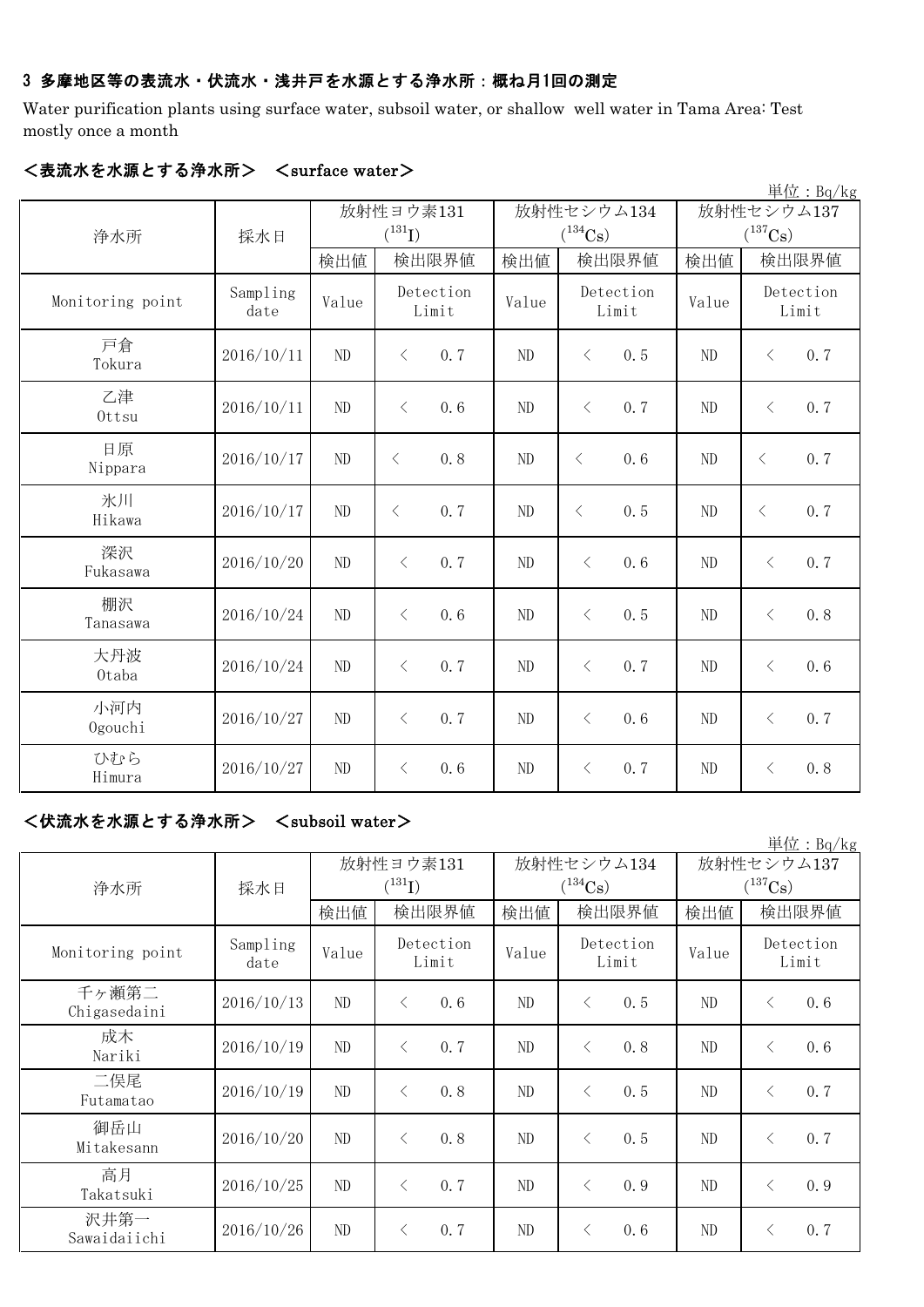### 3 多摩地区等の表流水・伏流水・浅井戸を水源とする浄水所：概ね月1回の測定

Water purification plants using surface water, subsoil water, or shallow well water in Tama Area: Test mostly once a month

#### ＜表流水を水源とする浄水所＞　＜surface water＞

単位：Bq/kg

| 浄水所 | 採水日 | 放射性ヨウ素131 ($^{131}I$) | | 放射性セシウム134 ($^{134}Cs$) | | 放射性セシウム137 ($^{137}Cs$) | |
|---|---|---|---|---|---|---|---|
| | | 検出値 | 検出限界値 | 検出値 | 検出限界値 | 検出値 | 検出限界値 |
| Monitoring point | Sampling date | Value | Detection Limit | Value | Detection Limit | Value | Detection Limit |
| 戸倉 Tokura | 2016/10/11 | ND | ＜ 0.7 | ND | ＜ 0.5 | ND | ＜ 0.7 |
| 乙津 Ottsu | 2016/10/11 | ND | ＜ 0.6 | ND | ＜ 0.7 | ND | ＜ 0.7 |
| 日原 Nippara | 2016/10/17 | ND | ＜ 0.8 | ND | ＜ 0.6 | ND | ＜ 0.7 |
| 氷川 Hikawa | 2016/10/17 | ND | ＜ 0.7 | ND | ＜ 0.5 | ND | ＜ 0.7 |
| 深沢 Fukasawa | 2016/10/20 | ND | ＜ 0.7 | ND | ＜ 0.6 | ND | ＜ 0.7 |
| 棚沢 Tanasawa | 2016/10/24 | ND | ＜ 0.6 | ND | ＜ 0.5 | ND | ＜ 0.8 |
| 大丹波 Otaba | 2016/10/24 | ND | ＜ 0.7 | ND | ＜ 0.7 | ND | ＜ 0.6 |
| 小河内 Ogouchi | 2016/10/27 | ND | ＜ 0.7 | ND | ＜ 0.6 | ND | ＜ 0.7 |
| ひむら Himura | 2016/10/27 | ND | ＜ 0.6 | ND | ＜ 0.7 | ND | ＜ 0.8 |

#### ＜伏流水を水源とする浄水所＞　＜subsoil water＞

単位：Bq/kg

| 浄水所 | 採水日 | 放射性ヨウ素131 ($^{131}I$) | | 放射性セシウム134 ($^{134}Cs$) | | 放射性セシウム137 ($^{137}Cs$) | |
|---|---|---|---|---|---|---|---|
| | | 検出値 | 検出限界値 | 検出値 | 検出限界値 | 検出値 | 検出限界値 |
| Monitoring point | Sampling date | Value | Detection Limit | Value | Detection Limit | Value | Detection Limit |
| 千ヶ瀬第二 Chigasedaini | 2016/10/13 | ND | ＜ 0.6 | ND | ＜ 0.5 | ND | ＜ 0.6 |
| 成木 Nariki | 2016/10/19 | ND | ＜ 0.7 | ND | ＜ 0.8 | ND | ＜ 0.6 |
| 二俣尾 Futamatao | 2016/10/19 | ND | ＜ 0.8 | ND | ＜ 0.5 | ND | ＜ 0.7 |
| 御岳山 Mitakesann | 2016/10/20 | ND | ＜ 0.8 | ND | ＜ 0.5 | ND | ＜ 0.7 |
| 高月 Takatsuki | 2016/10/25 | ND | ＜ 0.7 | ND | ＜ 0.9 | ND | ＜ 0.9 |
| 沢井第一 Sawaidaiichi | 2016/10/26 | ND | ＜ 0.7 | ND | ＜ 0.6 | ND | ＜ 0.7 |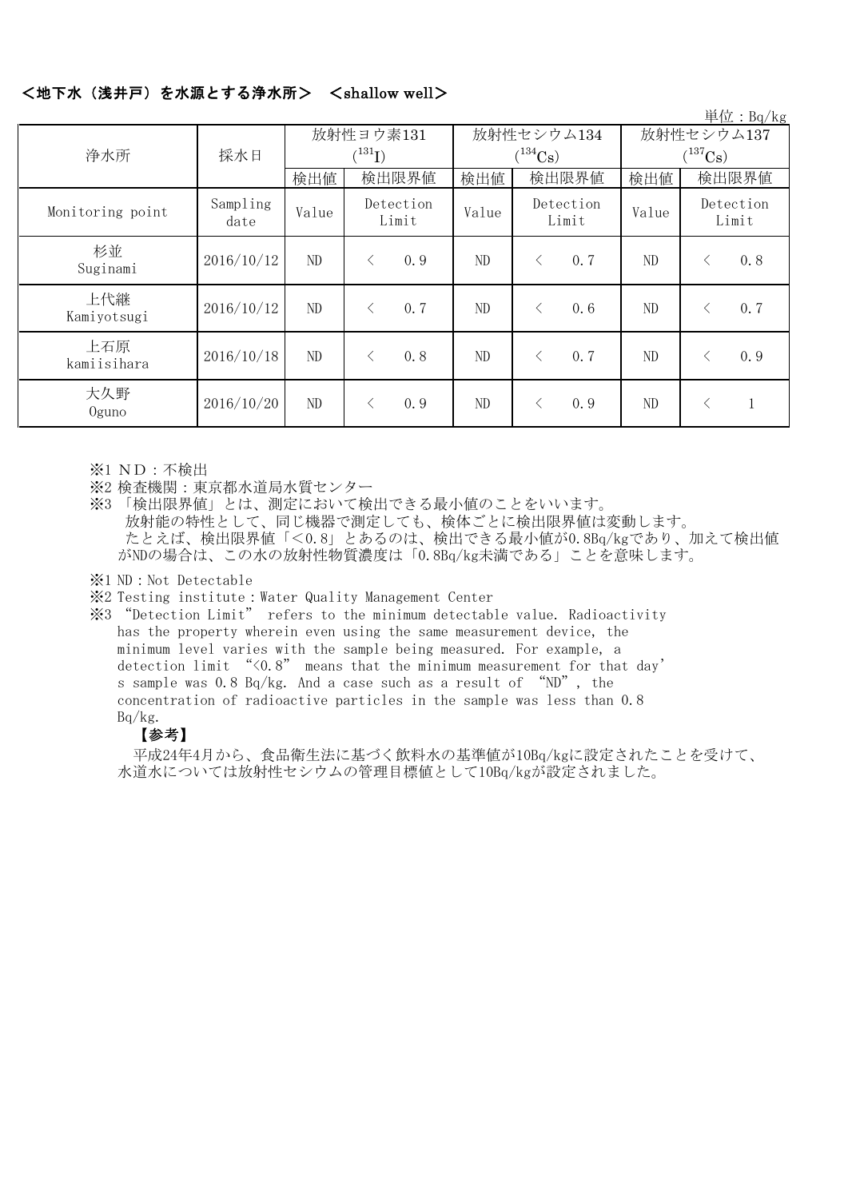## <地下水（浅井戸）を水源とする浄水所>　<shallow well>

単位：Bq/kg

| 浄水所 | 採水日 | 放射性ヨウ素131 ($^{131}I$) | | 放射性セシウム134 ($^{134}Cs$) | | 放射性セシウム137 ($^{137}Cs$) | |
|---|---|---|---|---|---|---|---|
| | | 検出値 | 検出限界値 | 検出値 | 検出限界値 | 検出値 | 検出限界値 |
| Monitoring point | Sampling date | Value | Detection Limit | Value | Detection Limit | Value | Detection Limit |
| 杉並 Suginami | 2016/10/12 | ND | < 0.9 | ND | < 0.7 | ND | < 0.8 |
| 上代継 Kamiyotsugi | 2016/10/12 | ND | < 0.7 | ND | < 0.6 | ND | < 0.7 |
| 上石原 kamiisihara | 2016/10/18 | ND | < 0.8 | ND | < 0.7 | ND | < 0.9 |
| 大久野 Oguno | 2016/10/20 | ND | < 0.9 | ND | < 0.9 | ND | < 1 |

※1 ＮＤ：不検出

※2 検査機関：東京都水道局水質センター

※3 「検出限界値」とは、測定において検出できる最小値のことをいいます。
　放射能の特性として、同じ機器で測定しても、検体ごとに検出限界値は変動します。
　たとえば、検出限界値「<0.8」とあるのは、検出できる最小値が0.8Bq/kgであり、加えて検出値がNDの場合は、この水の放射性物質濃度は「0.8Bq/kg未満である」ことを意味します。

※1 ND：Not Detectable

※2 Testing institute：Water Quality Management Center

※3 "Detection Limit" refers to the minimum detectable value. Radioactivity has the property wherein even using the same measurement device, the minimum level varies with the sample being measured. For example, a detection limit "<0.8" means that the minimum measurement for that day's sample was 0.8 Bq/kg. And a case such as a result of "ND", the concentration of radioactive particles in the sample was less than 0.8 Bq/kg.

**【参考】**

　平成24年4月から、食品衛生法に基づく飲料水の基準値が10Bq/kgに設定されたことを受けて、水道水については放射性セシウムの管理目標値として10Bq/kgが設定されました。